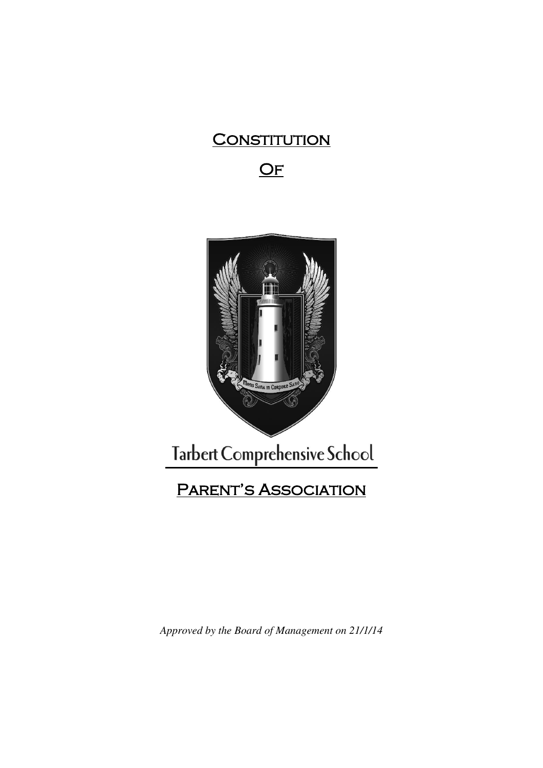# Constitution

# Of

# Tarbert Comprehensive School

# Parent's Association

*Approved by the Board of Management on 21/1/14*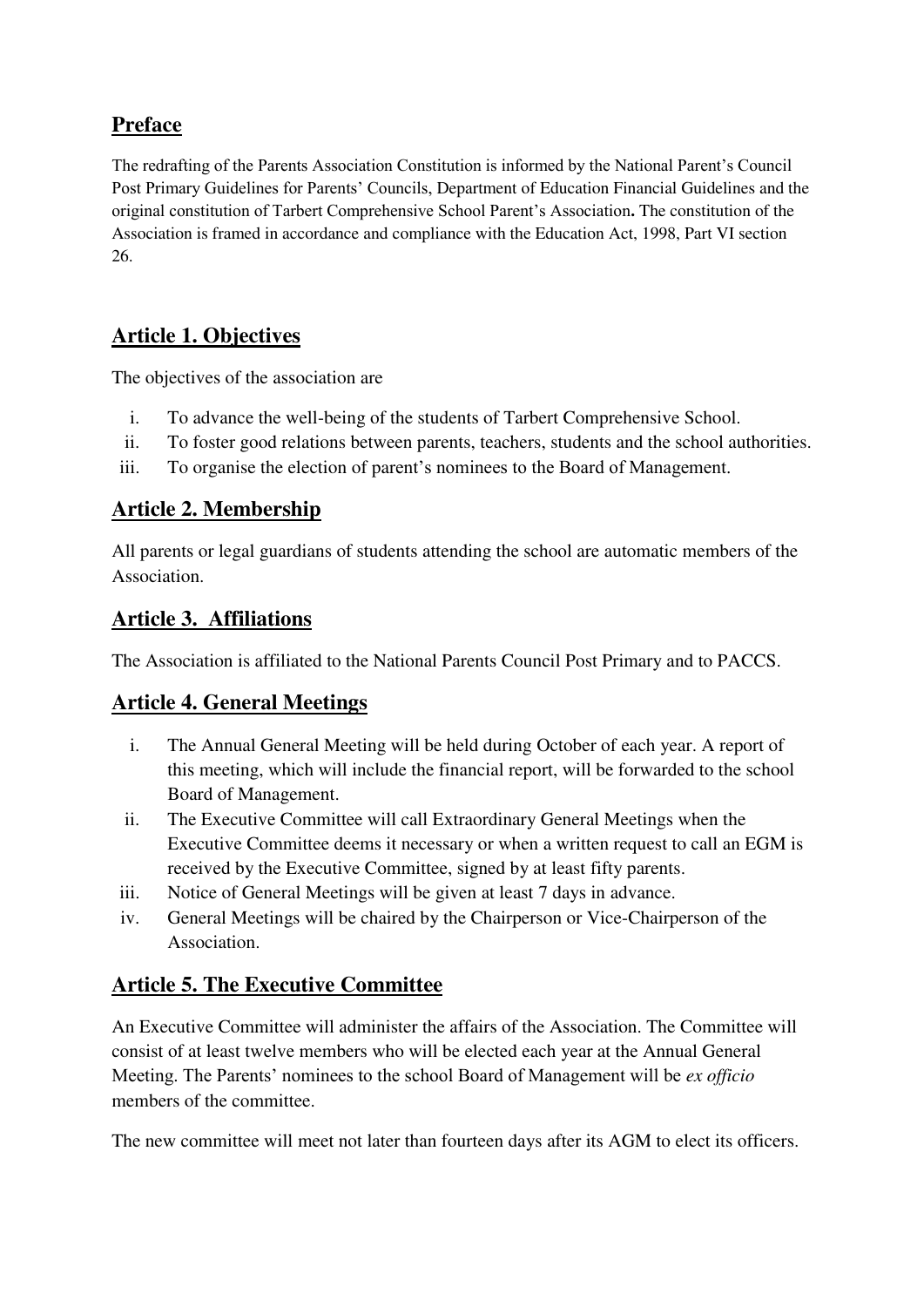## Preface

The redrafting of the Parents Association Constitution is informed by the National Parent's Council Post Primary Guidelines for Parents' Councils, Department of Education Financial Guidelines and the original constitution of Tarbert Comprehensive School Parent's Association**.** The constitution of the Association is framed in accordance and compliance with the Education Act, 1998, Part VI section 26.

## Article 1. Objectives

The objectives of the association are

i. To advance the well-being of the students of Tarbert Comprehensive School.
ii. To foster good relations between parents, teachers, students and the school authorities.
iii. To organise the election of parent's nominees to the Board of Management.

## Article 2. Membership

All parents or legal guardians of students attending the school are automatic members of the Association.

## Article 3. Affiliations

The Association is affiliated to the National Parents Council Post Primary and to PACCS.

## Article 4. General Meetings

i. The Annual General Meeting will be held during October of each year. A report of this meeting, which will include the financial report, will be forwarded to the school Board of Management.
ii. The Executive Committee will call Extraordinary General Meetings when the Executive Committee deems it necessary or when a written request to call an EGM is received by the Executive Committee, signed by at least fifty parents.
iii. Notice of General Meetings will be given at least 7 days in advance.
iv. General Meetings will be chaired by the Chairperson or Vice-Chairperson of the Association.

## Article 5. The Executive Committee

An Executive Committee will administer the affairs of the Association. The Committee will consist of at least twelve members who will be elected each year at the Annual General Meeting. The Parents' nominees to the school Board of Management will be *ex officio* members of the committee.

The new committee will meet not later than fourteen days after its AGM to elect its officers.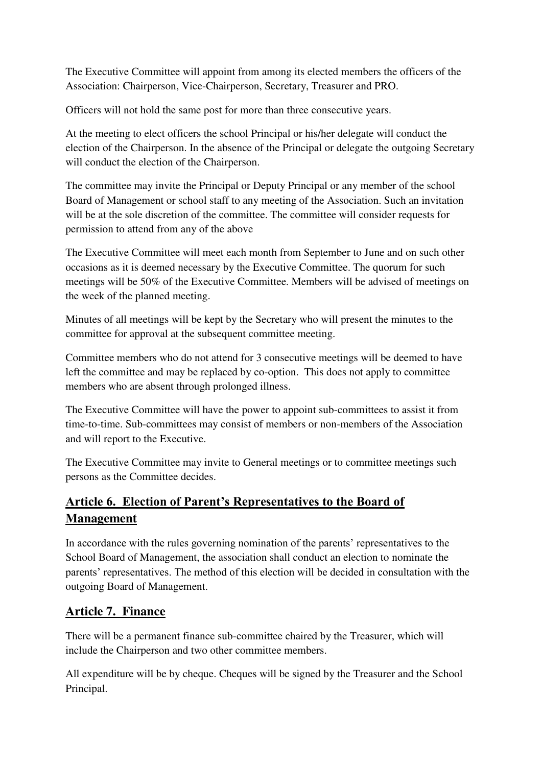The Executive Committee will appoint from among its elected members the officers of the Association: Chairperson, Vice-Chairperson, Secretary, Treasurer and PRO.

Officers will not hold the same post for more than three consecutive years.

At the meeting to elect officers the school Principal or his/her delegate will conduct the election of the Chairperson. In the absence of the Principal or delegate the outgoing Secretary will conduct the election of the Chairperson.

The committee may invite the Principal or Deputy Principal or any member of the school Board of Management or school staff to any meeting of the Association. Such an invitation will be at the sole discretion of the committee. The committee will consider requests for permission to attend from any of the above

The Executive Committee will meet each month from September to June and on such other occasions as it is deemed necessary by the Executive Committee. The quorum for such meetings will be 50% of the Executive Committee. Members will be advised of meetings on the week of the planned meeting.

Minutes of all meetings will be kept by the Secretary who will present the minutes to the committee for approval at the subsequent committee meeting.

Committee members who do not attend for 3 consecutive meetings will be deemed to have left the committee and may be replaced by co-option. This does not apply to committee members who are absent through prolonged illness.

The Executive Committee will have the power to appoint sub-committees to assist it from time-to-time. Sub-committees may consist of members or non-members of the Association and will report to the Executive.

The Executive Committee may invite to General meetings or to committee meetings such persons as the Committee decides.

## Article 6. Election of Parent's Representatives to the Board of Management

In accordance with the rules governing nomination of the parents' representatives to the School Board of Management, the association shall conduct an election to nominate the parents' representatives. The method of this election will be decided in consultation with the outgoing Board of Management.

## Article 7. Finance

There will be a permanent finance sub-committee chaired by the Treasurer, which will include the Chairperson and two other committee members.

All expenditure will be by cheque. Cheques will be signed by the Treasurer and the School Principal.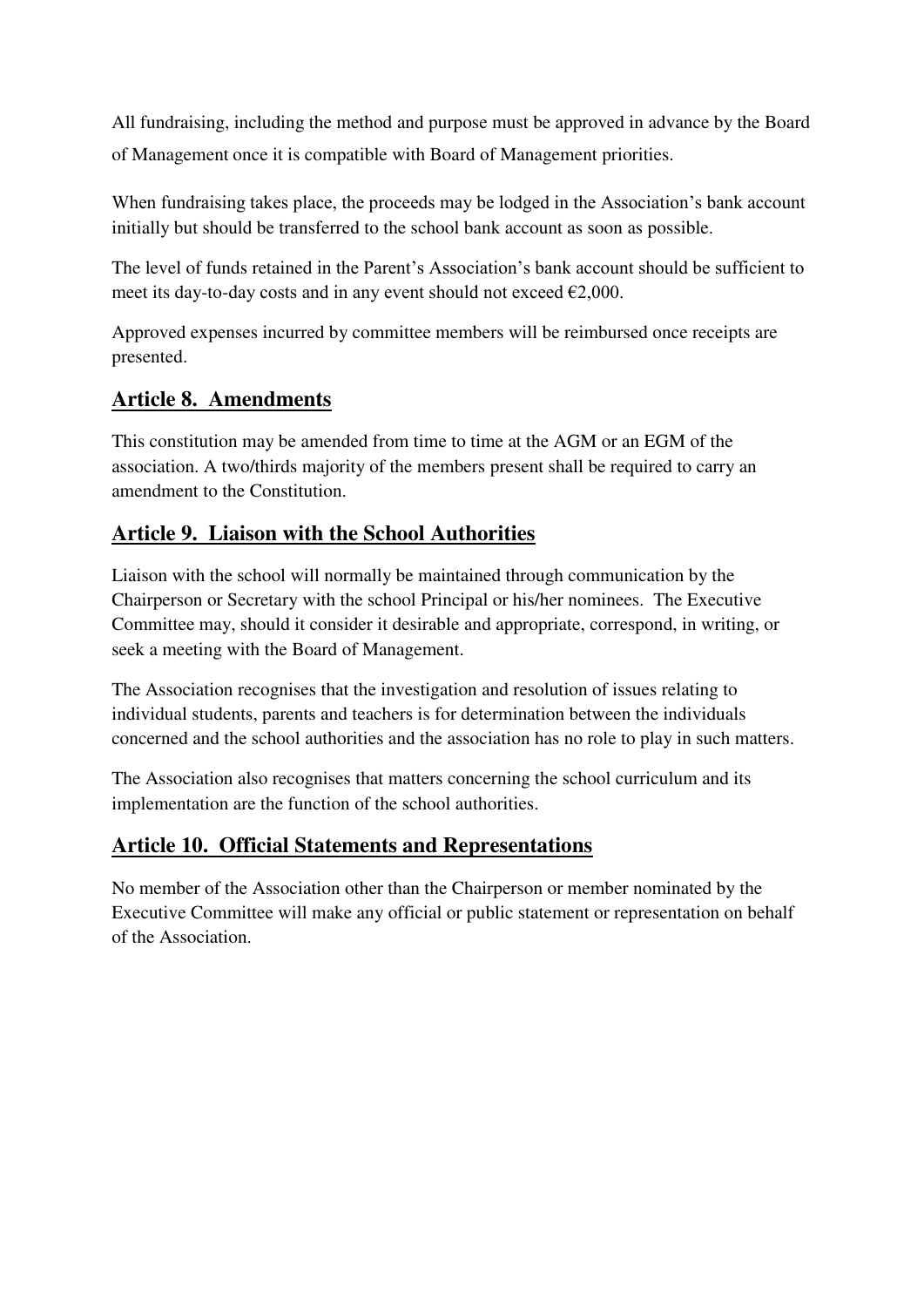All fundraising, including the method and purpose must be approved in advance by the Board of Management once it is compatible with Board of Management priorities.

When fundraising takes place, the proceeds may be lodged in the Association's bank account initially but should be transferred to the school bank account as soon as possible.

The level of funds retained in the Parent's Association's bank account should be sufficient to meet its day-to-day costs and in any event should not exceed €2,000.

Approved expenses incurred by committee members will be reimbursed once receipts are presented.

## **Article 8. Amendments**

This constitution may be amended from time to time at the AGM or an EGM of the association. A two/thirds majority of the members present shall be required to carry an amendment to the Constitution.

## **Article 9. Liaison with the School Authorities**

Liaison with the school will normally be maintained through communication by the Chairperson or Secretary with the school Principal or his/her nominees. The Executive Committee may, should it consider it desirable and appropriate, correspond, in writing, or seek a meeting with the Board of Management.

The Association recognises that the investigation and resolution of issues relating to individual students, parents and teachers is for determination between the individuals concerned and the school authorities and the association has no role to play in such matters.

The Association also recognises that matters concerning the school curriculum and its implementation are the function of the school authorities.

## **Article 10. Official Statements and Representations**

No member of the Association other than the Chairperson or member nominated by the Executive Committee will make any official or public statement or representation on behalf of the Association.